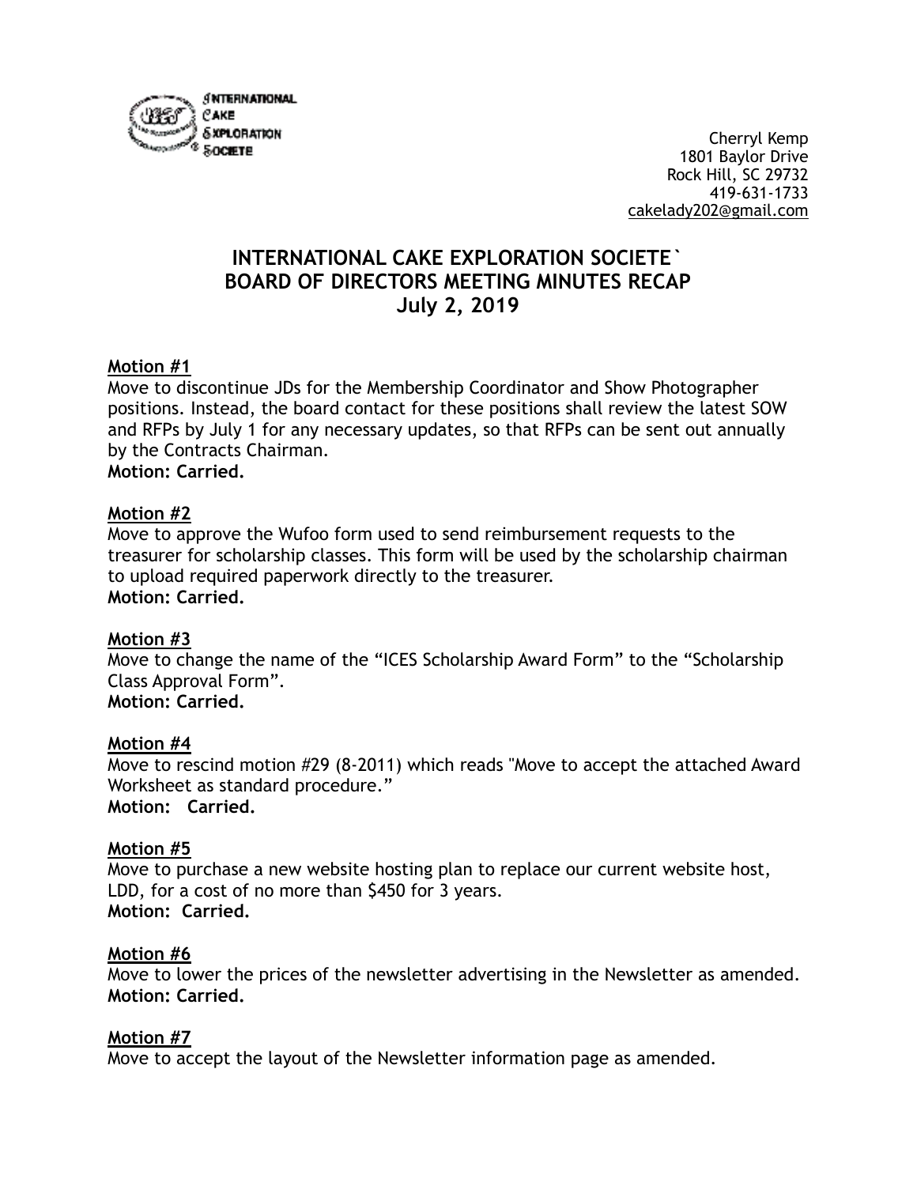INTERNATIONAL CAKE EXPLORATION SOCIETE

Cherryl Kemp
1801 Baylor Drive
Rock Hill, SC 29732
419-631-1733
cakelady202@gmail.com

# INTERNATIONAL CAKE EXPLORATION SOCIETE`
# BOARD OF DIRECTORS MEETING MINUTES RECAP
# July 2, 2019

**Motion #1**
Move to discontinue JDs for the Membership Coordinator and Show Photographer positions. Instead, the board contact for these positions shall review the latest SOW and RFPs by July 1 for any necessary updates, so that RFPs can be sent out annually by the Contracts Chairman.
**Motion: Carried.**

**Motion #2**
Move to approve the Wufoo form used to send reimbursement requests to the treasurer for scholarship classes. This form will be used by the scholarship chairman to upload required paperwork directly to the treasurer.
**Motion: Carried.**

**Motion #3**
Move to change the name of the "ICES Scholarship Award Form" to the "Scholarship Class Approval Form".
**Motion: Carried.**

**Motion #4**
Move to rescind motion #29 (8-2011) which reads "Move to accept the attached Award Worksheet as standard procedure."
**Motion: Carried.**

**Motion #5**
Move to purchase a new website hosting plan to replace our current website host, LDD, for a cost of no more than $450 for 3 years.
**Motion: Carried.**

**Motion #6**
Move to lower the prices of the newsletter advertising in the Newsletter as amended.
**Motion: Carried.**

**Motion #7**
Move to accept the layout of the Newsletter information page as amended.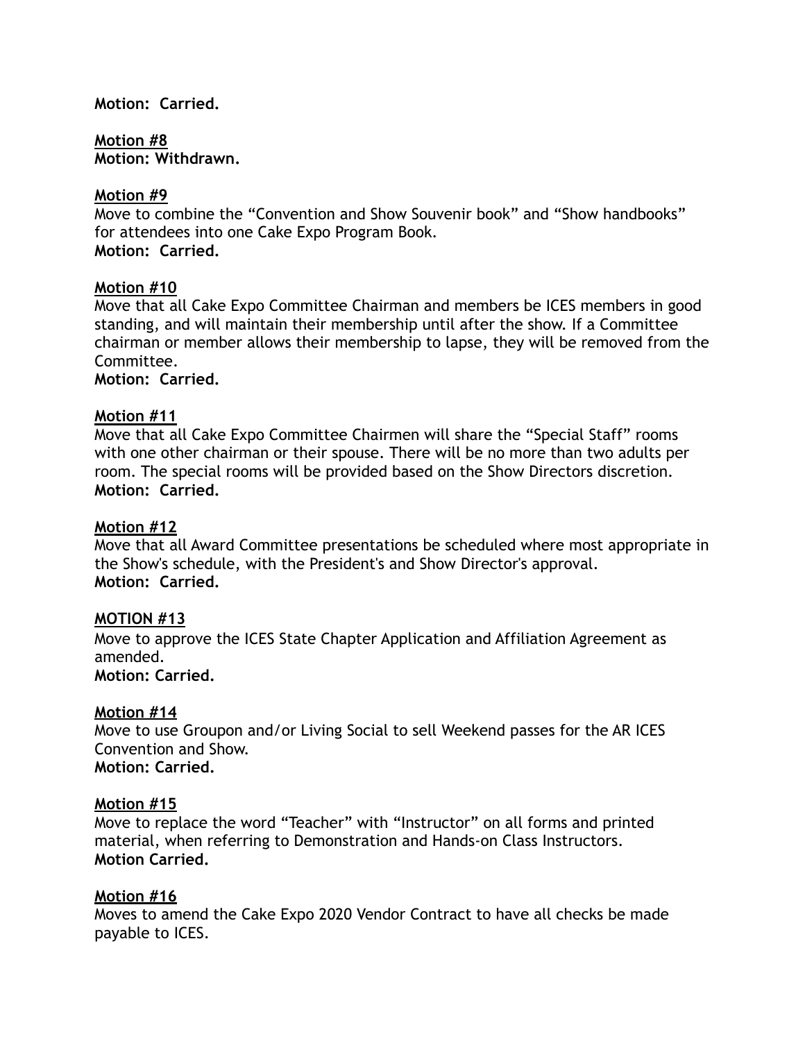**Motion: Carried.**

**<u>Motion #8</u>**
**Motion: Withdrawn.**

**<u>Motion #9</u>**
Move to combine the "Convention and Show Souvenir book" and "Show handbooks" for attendees into one Cake Expo Program Book.
**Motion: Carried.**

**<u>Motion #10</u>**
Move that all Cake Expo Committee Chairman and members be ICES members in good standing, and will maintain their membership until after the show. If a Committee chairman or member allows their membership to lapse, they will be removed from the Committee.
**Motion: Carried.**

**<u>Motion #11</u>**
Move that all Cake Expo Committee Chairmen will share the "Special Staff" rooms with one other chairman or their spouse. There will be no more than two adults per room. The special rooms will be provided based on the Show Directors discretion.
**Motion: Carried.**

**<u>Motion #12</u>**
Move that all Award Committee presentations be scheduled where most appropriate in the Show's schedule, with the President's and Show Director's approval.
**Motion: Carried.**

**<u>MOTION #13</u>**
Move to approve the ICES State Chapter Application and Affiliation Agreement as amended.
**Motion: Carried.**

**<u>Motion #14</u>**
Move to use Groupon and/or Living Social to sell Weekend passes for the AR ICES Convention and Show.
**Motion: Carried.**

**<u>Motion #15</u>**
Move to replace the word "Teacher" with "Instructor" on all forms and printed material, when referring to Demonstration and Hands-on Class Instructors.
**Motion Carried.**

**<u>Motion #16</u>**
Moves to amend the Cake Expo 2020 Vendor Contract to have all checks be made payable to ICES.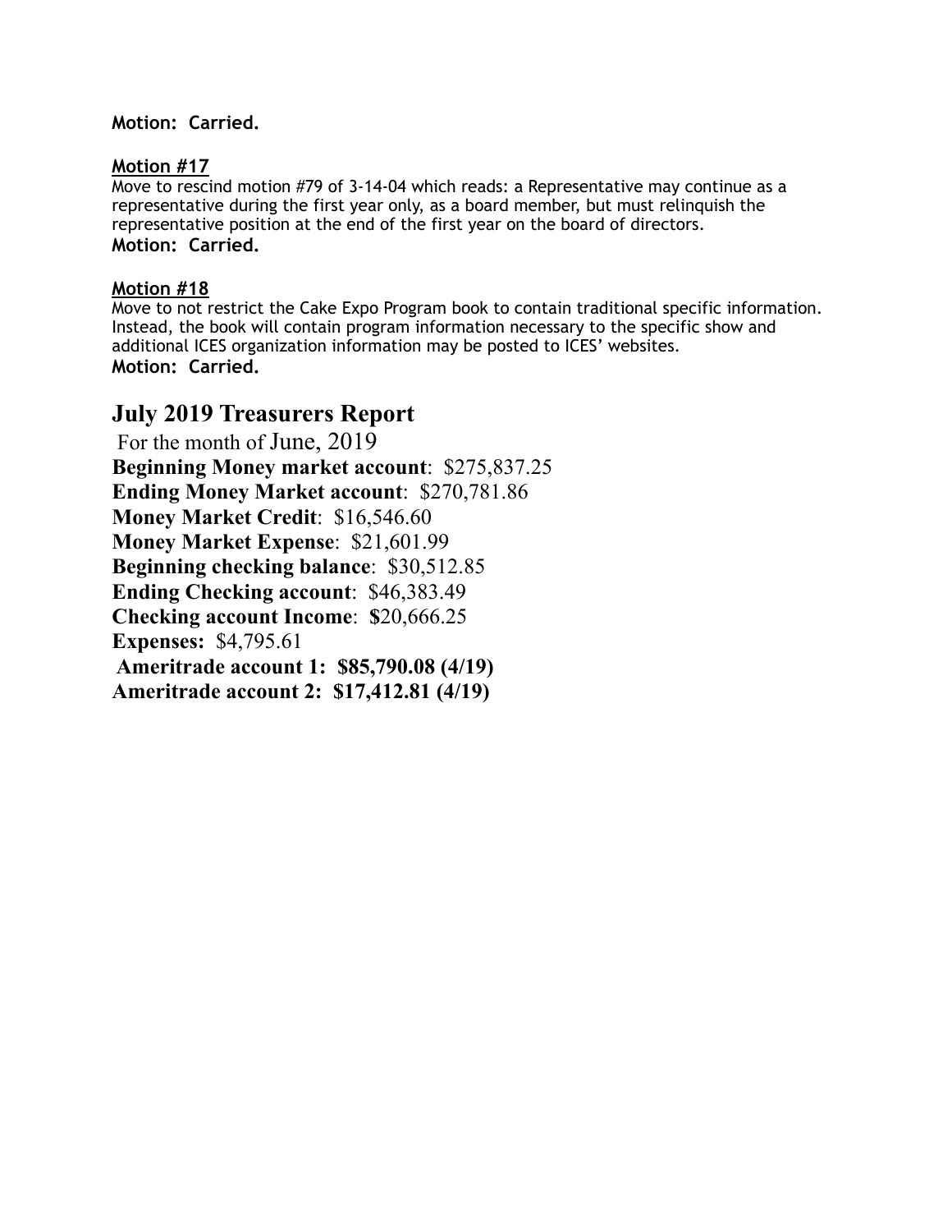**Motion: Carried.**

**Motion #17**
Move to rescind motion #79 of 3-14-04 which reads: a Representative may continue as a representative during the first year only, as a board member, but must relinquish the representative position at the end of the first year on the board of directors.
**Motion: Carried.**

**Motion #18**
Move to not restrict the Cake Expo Program book to contain traditional specific information. Instead, the book will contain program information necessary to the specific show and additional ICES organization information may be posted to ICES' websites.
**Motion: Carried.**

## July 2019 Treasurers Report

For the month of June, 2019

**Beginning Money market account**: $275,837.25
**Ending Money Market account**: $270,781.86
**Money Market Credit**: $16,546.60
**Money Market Expense**: $21,601.99
**Beginning checking balance**: $30,512.85
**Ending Checking account**: $46,383.49
**Checking account Income**: **$**20,666.25
**Expenses:** $4,795.61
**Ameritrade account 1: $85,790.08 (4/19)**
**Ameritrade account 2: $17,412.81 (4/19)**